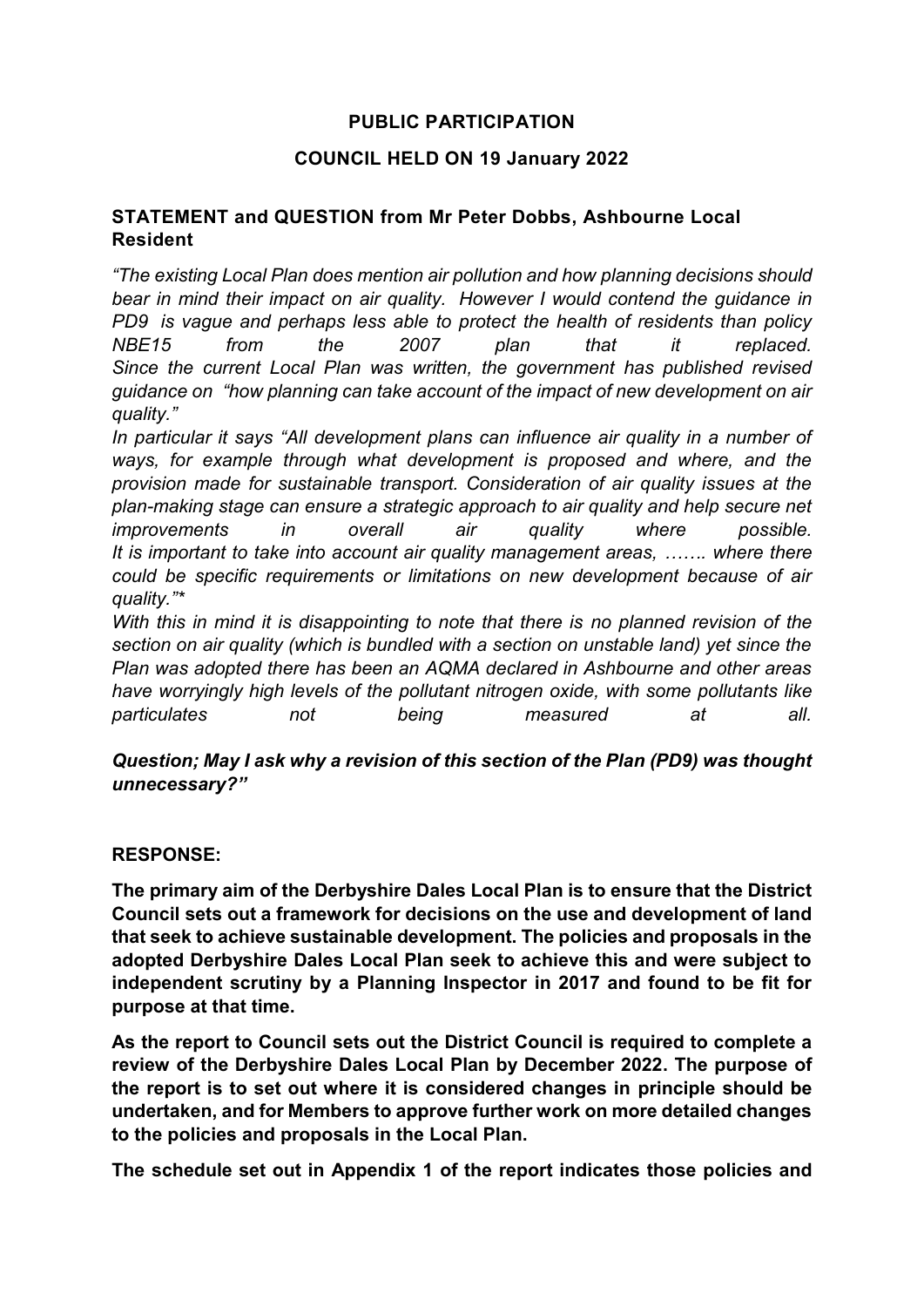**PUBLIC PARTICIPATION**

**COUNCIL HELD ON 19 January 2022**

**STATEMENT and QUESTION from Mr Peter Dobbs, Ashbourne Local Resident**

*"The existing Local Plan does mention air pollution and how planning decisions should bear in mind their impact on air quality. However I would contend the guidance in PD9 is vague and perhaps less able to protect the health of residents than policy NBE15 from the 2007 plan that it replaced. Since the current Local Plan was written, the government has published revised guidance on "how planning can take account of the impact of new development on air quality."*

*In particular it says "All development plans can influence air quality in a number of ways, for example through what development is proposed and where, and the provision made for sustainable transport. Consideration of air quality issues at the plan-making stage can ensure a strategic approach to air quality and help secure net improvements in overall air quality where possible. It is important to take into account air quality management areas, ……. where there could be specific requirements or limitations on new development because of air quality."**

*With this in mind it is disappointing to note that there is no planned revision of the section on air quality (which is bundled with a section on unstable land) yet since the Plan was adopted there has been an AQMA declared in Ashbourne and other areas have worryingly high levels of the pollutant nitrogen oxide, with some pollutants like particulates not being measured at all.*

***Question; May I ask why a revision of this section of the Plan (PD9) was thought unnecessary?"***

**RESPONSE:**

**The primary aim of the Derbyshire Dales Local Plan is to ensure that the District Council sets out a framework for decisions on the use and development of land that seek to achieve sustainable development. The policies and proposals in the adopted Derbyshire Dales Local Plan seek to achieve this and were subject to independent scrutiny by a Planning Inspector in 2017 and found to be fit for purpose at that time.**

**As the report to Council sets out the District Council is required to complete a review of the Derbyshire Dales Local Plan by December 2022. The purpose of the report is to set out where it is considered changes in principle should be undertaken, and for Members to approve further work on more detailed changes to the policies and proposals in the Local Plan.**

**The schedule set out in Appendix 1 of the report indicates those policies and**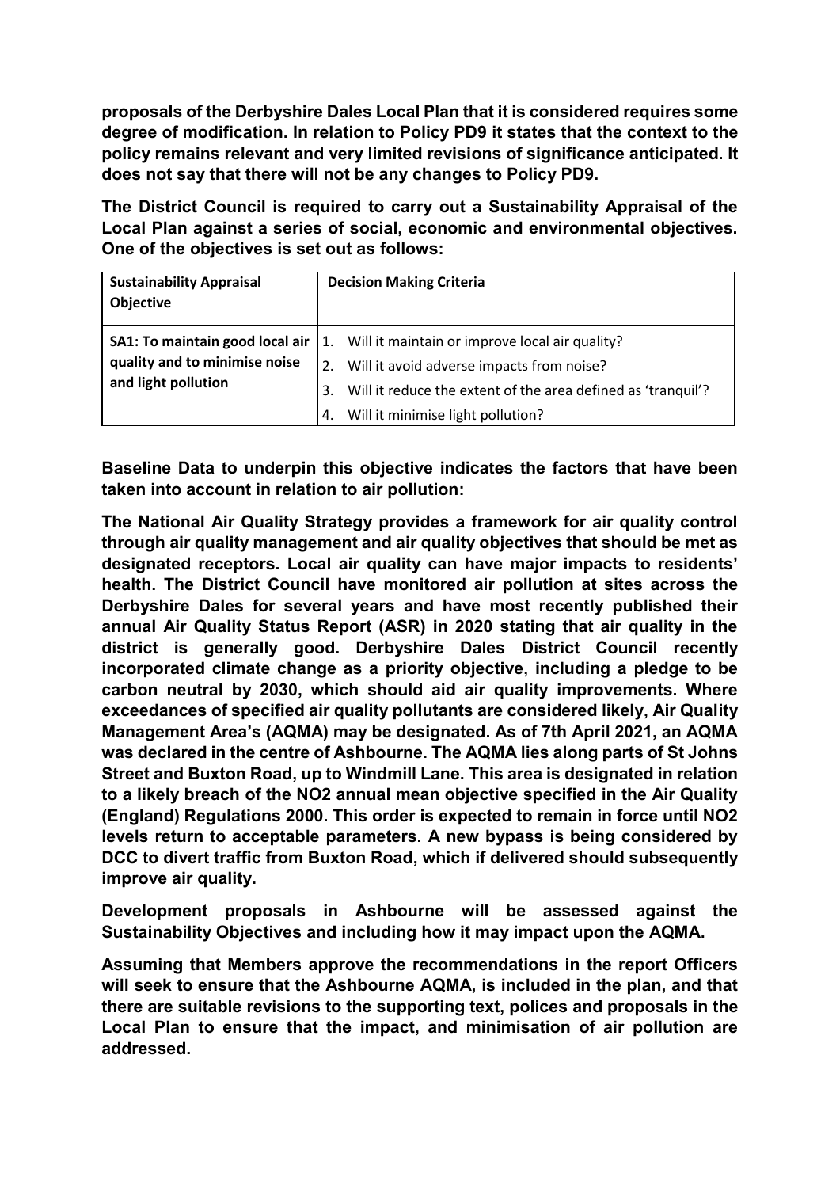**proposals of the Derbyshire Dales Local Plan that it is considered requires some degree of modification. In relation to Policy PD9 it states that the context to the policy remains relevant and very limited revisions of significance anticipated. It does not say that there will not be any changes to Policy PD9.**

**The District Council is required to carry out a Sustainability Appraisal of the Local Plan against a series of social, economic and environmental objectives. One of the objectives is set out as follows:**

| Sustainability Appraisal Objective | Decision Making Criteria |
|---|---|
| **SA1: To maintain good local air quality and to minimise noise and light pollution** | 1. Will it maintain or improve local air quality?<br>2. Will it avoid adverse impacts from noise?<br>3. Will it reduce the extent of the area defined as 'tranquil'?<br>4. Will it minimise light pollution? |

**Baseline Data to underpin this objective indicates the factors that have been taken into account in relation to air pollution:**

**The National Air Quality Strategy provides a framework for air quality control through air quality management and air quality objectives that should be met as designated receptors. Local air quality can have major impacts to residents' health. The District Council have monitored air pollution at sites across the Derbyshire Dales for several years and have most recently published their annual Air Quality Status Report (ASR) in 2020 stating that air quality in the district is generally good. Derbyshire Dales District Council recently incorporated climate change as a priority objective, including a pledge to be carbon neutral by 2030, which should aid air quality improvements. Where exceedances of specified air quality pollutants are considered likely, Air Quality Management Area's (AQMA) may be designated. As of 7th April 2021, an AQMA was declared in the centre of Ashbourne. The AQMA lies along parts of St Johns Street and Buxton Road, up to Windmill Lane. This area is designated in relation to a likely breach of the $NO_2$ annual mean objective specified in the Air Quality (England) Regulations 2000. This order is expected to remain in force until $NO_2$ levels return to acceptable parameters. A new bypass is being considered by DCC to divert traffic from Buxton Road, which if delivered should subsequently improve air quality.**

**Development proposals in Ashbourne will be assessed against the Sustainability Objectives and including how it may impact upon the AQMA.**

**Assuming that Members approve the recommendations in the report Officers will seek to ensure that the Ashbourne AQMA, is included in the plan, and that there are suitable revisions to the supporting text, polices and proposals in the Local Plan to ensure that the impact, and minimisation of air pollution are addressed.**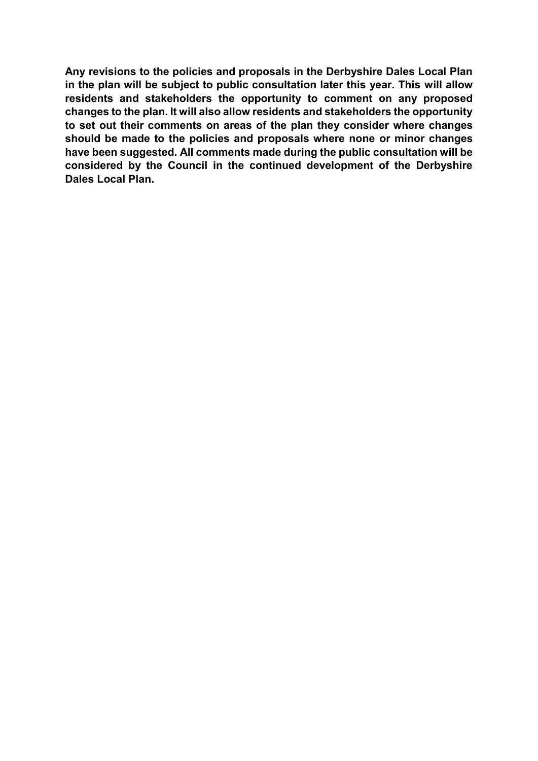**Any revisions to the policies and proposals in the Derbyshire Dales Local Plan in the plan will be subject to public consultation later this year. This will allow residents and stakeholders the opportunity to comment on any proposed changes to the plan. It will also allow residents and stakeholders the opportunity to set out their comments on areas of the plan they consider where changes should be made to the policies and proposals where none or minor changes have been suggested. All comments made during the public consultation will be considered by the Council in the continued development of the Derbyshire Dales Local Plan.**